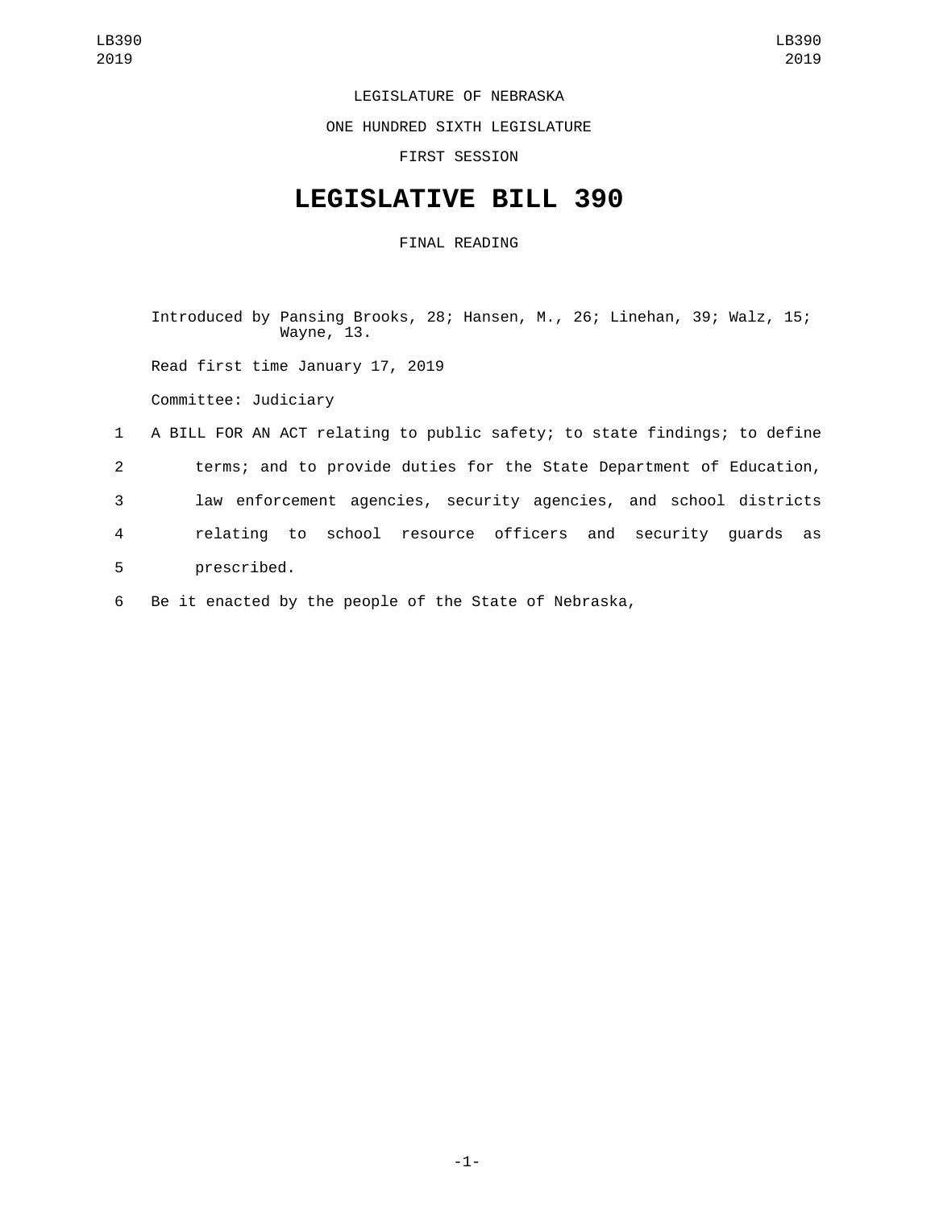LEGISLATURE OF NEBRASKA

ONE HUNDRED SIXTH LEGISLATURE

FIRST SESSION

# LEGISLATIVE BILL 390

FINAL READING

Introduced by Pansing Brooks, 28; Hansen, M., 26; Linehan, 39; Walz, 15; Wayne, 13.

Read first time January 17, 2019

Committee: Judiciary

1 A BILL FOR AN ACT relating to public safety; to state findings; to define
2 terms; and to provide duties for the State Department of Education,
3 law enforcement agencies, security agencies, and school districts
4 relating to school resource officers and security guards as
5 prescribed.

6 Be it enacted by the people of the State of Nebraska,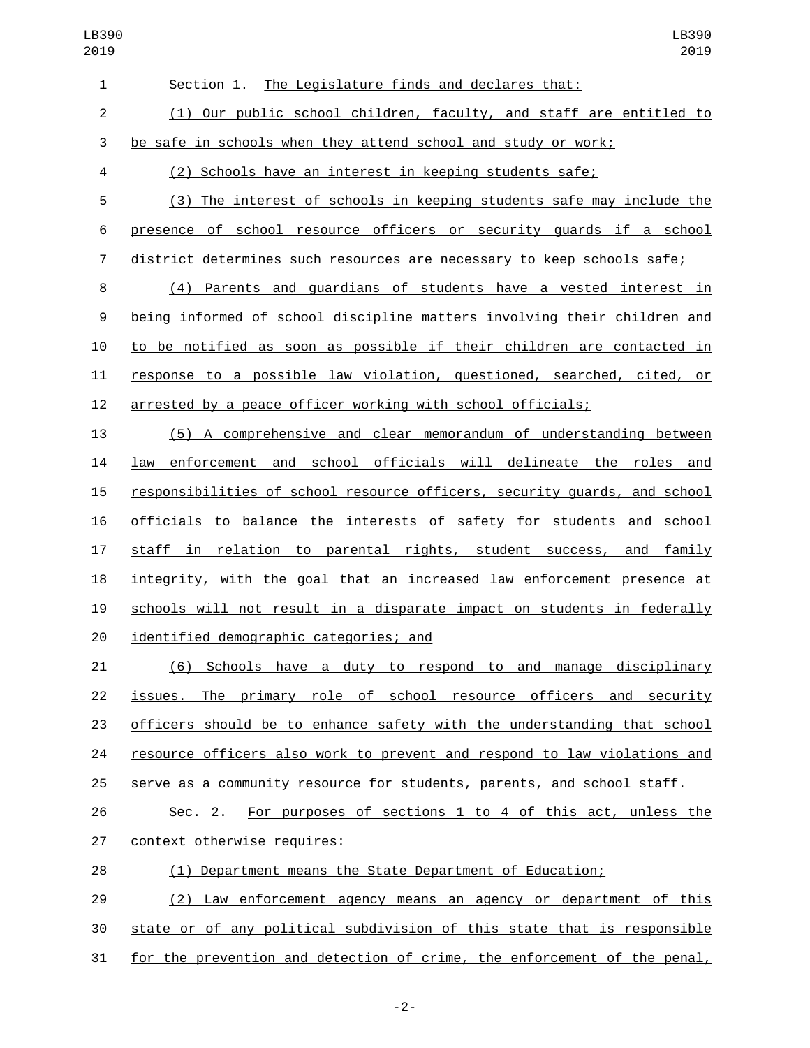Section 1. The Legislature finds and declares that:

(1) Our public school children, faculty, and staff are entitled to be safe in schools when they attend school and study or work;

(2) Schools have an interest in keeping students safe;

(3) The interest of schools in keeping students safe may include the presence of school resource officers or security guards if a school district determines such resources are necessary to keep schools safe;

(4) Parents and guardians of students have a vested interest in being informed of school discipline matters involving their children and to be notified as soon as possible if their children are contacted in response to a possible law violation, questioned, searched, cited, or arrested by a peace officer working with school officials;

(5) A comprehensive and clear memorandum of understanding between law enforcement and school officials will delineate the roles and responsibilities of school resource officers, security guards, and school officials to balance the interests of safety for students and school staff in relation to parental rights, student success, and family integrity, with the goal that an increased law enforcement presence at schools will not result in a disparate impact on students in federally identified demographic categories; and

(6) Schools have a duty to respond to and manage disciplinary issues. The primary role of school resource officers and security officers should be to enhance safety with the understanding that school resource officers also work to prevent and respond to law violations and serve as a community resource for students, parents, and school staff.

Sec. 2. For purposes of sections 1 to 4 of this act, unless the context otherwise requires:

(1) Department means the State Department of Education;

(2) Law enforcement agency means an agency or department of this state or of any political subdivision of this state that is responsible for the prevention and detection of crime, the enforcement of the penal,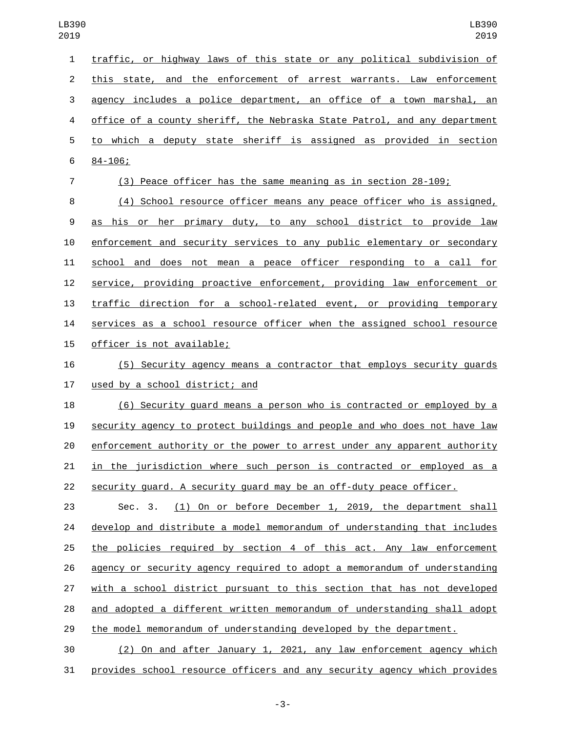traffic, or highway laws of this state or any political subdivision of this state, and the enforcement of arrest warrants. Law enforcement agency includes a police department, an office of a town marshal, an office of a county sheriff, the Nebraska State Patrol, and any department to which a deputy state sheriff is assigned as provided in section 84-106;

(3) Peace officer has the same meaning as in section 28-109;

(4) School resource officer means any peace officer who is assigned, as his or her primary duty, to any school district to provide law enforcement and security services to any public elementary or secondary school and does not mean a peace officer responding to a call for service, providing proactive enforcement, providing law enforcement or traffic direction for a school-related event, or providing temporary services as a school resource officer when the assigned school resource officer is not available;

(5) Security agency means a contractor that employs security guards used by a school district; and

(6) Security guard means a person who is contracted or employed by a security agency to protect buildings and people and who does not have law enforcement authority or the power to arrest under any apparent authority in the jurisdiction where such person is contracted or employed as a security guard. A security guard may be an off-duty peace officer.

Sec. 3. (1) On or before December 1, 2019, the department shall develop and distribute a model memorandum of understanding that includes the policies required by section 4 of this act. Any law enforcement agency or security agency required to adopt a memorandum of understanding with a school district pursuant to this section that has not developed and adopted a different written memorandum of understanding shall adopt the model memorandum of understanding developed by the department.

(2) On and after January 1, 2021, any law enforcement agency which provides school resource officers and any security agency which provides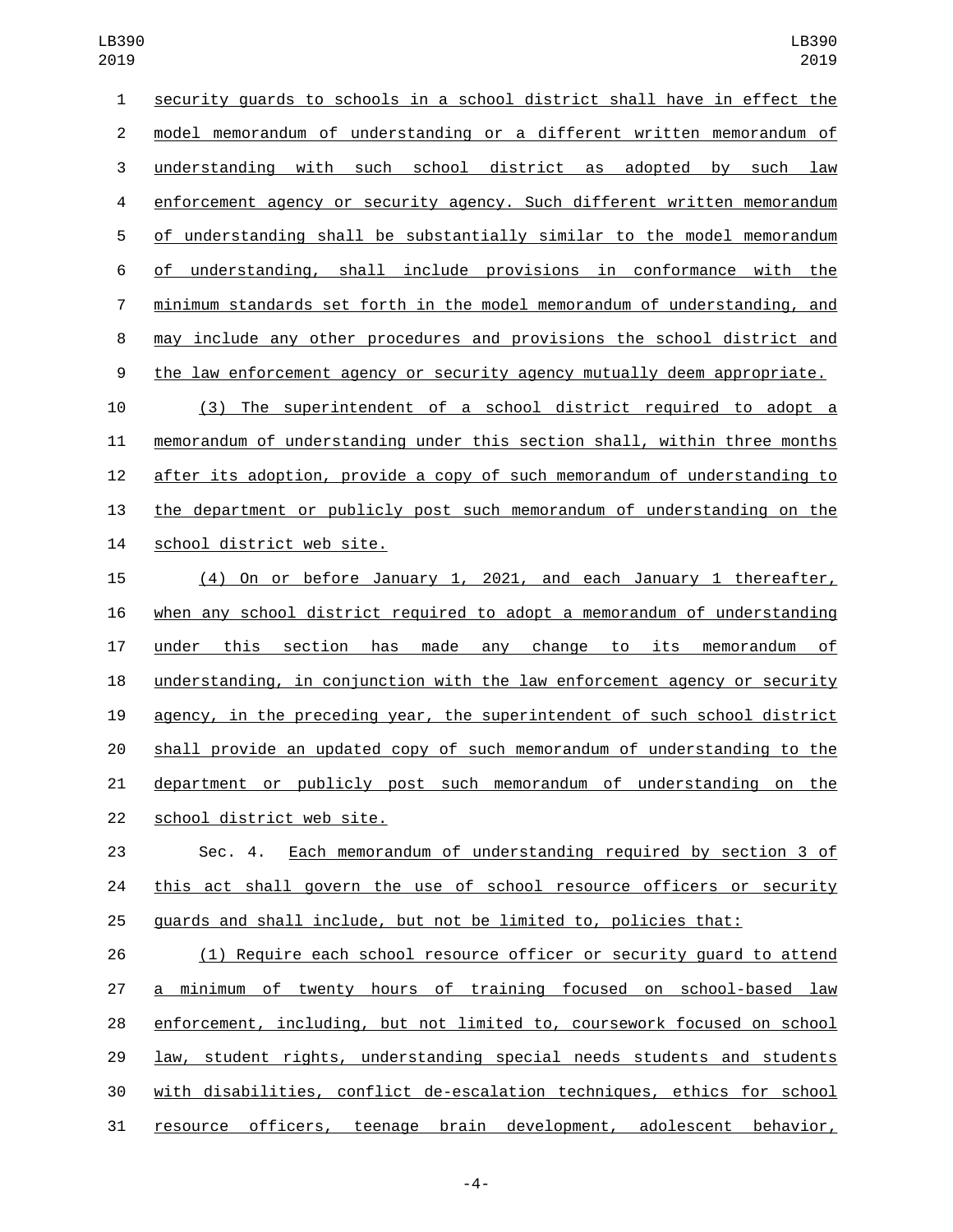security guards to schools in a school district shall have in effect the model memorandum of understanding or a different written memorandum of understanding with such school district as adopted by such law enforcement agency or security agency. Such different written memorandum of understanding shall be substantially similar to the model memorandum of understanding, shall include provisions in conformance with the minimum standards set forth in the model memorandum of understanding, and may include any other procedures and provisions the school district and the law enforcement agency or security agency mutually deem appropriate.

(3) The superintendent of a school district required to adopt a memorandum of understanding under this section shall, within three months after its adoption, provide a copy of such memorandum of understanding to the department or publicly post such memorandum of understanding on the school district web site.

(4) On or before January 1, 2021, and each January 1 thereafter, when any school district required to adopt a memorandum of understanding under this section has made any change to its memorandum of understanding, in conjunction with the law enforcement agency or security agency, in the preceding year, the superintendent of such school district shall provide an updated copy of such memorandum of understanding to the department or publicly post such memorandum of understanding on the school district web site.

Sec. 4. Each memorandum of understanding required by section 3 of this act shall govern the use of school resource officers or security guards and shall include, but not be limited to, policies that:

(1) Require each school resource officer or security guard to attend a minimum of twenty hours of training focused on school-based law enforcement, including, but not limited to, coursework focused on school law, student rights, understanding special needs students and students with disabilities, conflict de-escalation techniques, ethics for school resource officers, teenage brain development, adolescent behavior,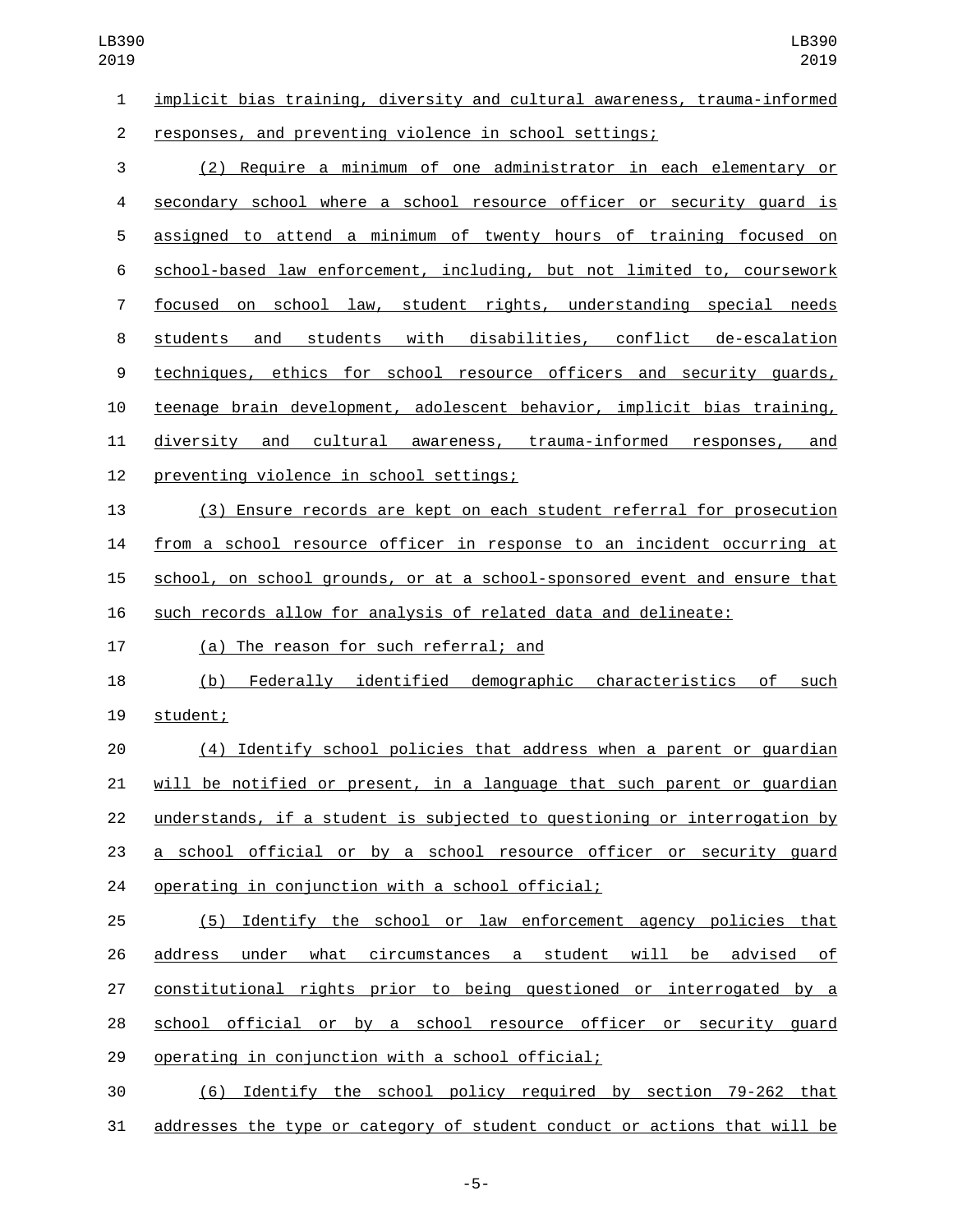implicit bias training, diversity and cultural awareness, trauma-informed responses, and preventing violence in school settings;

(2) Require a minimum of one administrator in each elementary or secondary school where a school resource officer or security guard is assigned to attend a minimum of twenty hours of training focused on school-based law enforcement, including, but not limited to, coursework focused on school law, student rights, understanding special needs students and students with disabilities, conflict de-escalation techniques, ethics for school resource officers and security guards, teenage brain development, adolescent behavior, implicit bias training, diversity and cultural awareness, trauma-informed responses, and preventing violence in school settings;

(3) Ensure records are kept on each student referral for prosecution from a school resource officer in response to an incident occurring at school, on school grounds, or at a school-sponsored event and ensure that such records allow for analysis of related data and delineate:

(a) The reason for such referral; and

(b) Federally identified demographic characteristics of such student;

(4) Identify school policies that address when a parent or guardian will be notified or present, in a language that such parent or guardian understands, if a student is subjected to questioning or interrogation by a school official or by a school resource officer or security guard operating in conjunction with a school official;

(5) Identify the school or law enforcement agency policies that address under what circumstances a student will be advised of constitutional rights prior to being questioned or interrogated by a school official or by a school resource officer or security guard operating in conjunction with a school official;

(6) Identify the school policy required by section 79-262 that addresses the type or category of student conduct or actions that will be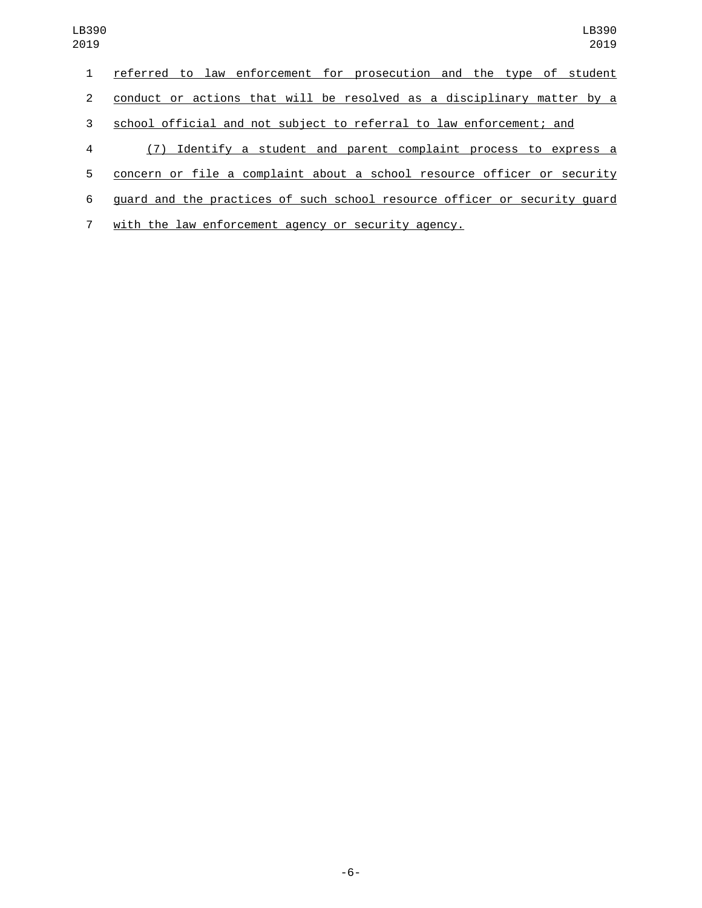referred to law enforcement for prosecution and the type of student conduct or actions that will be resolved as a disciplinary matter by a school official and not subject to referral to law enforcement; and

(7) Identify a student and parent complaint process to express a concern or file a complaint about a school resource officer or security guard and the practices of such school resource officer or security guard with the law enforcement agency or security agency.